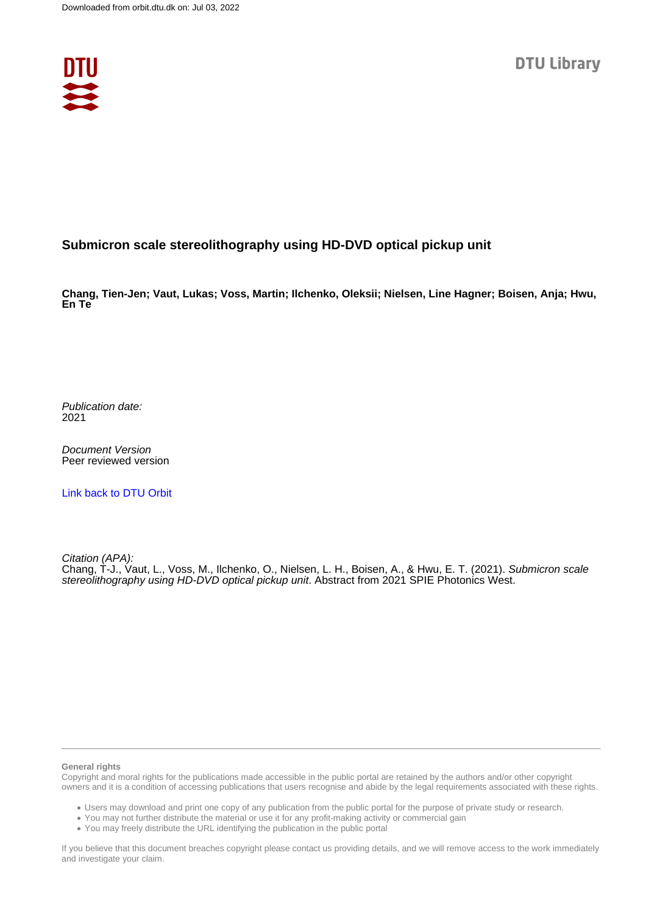Downloaded from orbit.dtu.dk on: Jul 03, 2022

DTU Library

# Submicron scale stereolithography using HD-DVD optical pickup unit

**Chang, Tien-Jen; Vaut, Lukas; Voss, Martin; Ilchenko, Oleksii; Nielsen, Line Hagner; Boisen, Anja; Hwu, En Te**

*Publication date:*
2021

*Document Version*
Peer reviewed version

[Link back to DTU Orbit](#)

*Citation (APA):*
Chang, T-J., Vaut, L., Voss, M., Ilchenko, O., Nielsen, L. H., Boisen, A., & Hwu, E. T. (2021). *Submicron scale stereolithography using HD-DVD optical pickup unit*. Abstract from 2021 SPIE Photonics West.

**General rights**
Copyright and moral rights for the publications made accessible in the public portal are retained by the authors and/or other copyright owners and it is a condition of accessing publications that users recognise and abide by the legal requirements associated with these rights.

- Users may download and print one copy of any publication from the public portal for the purpose of private study or research.
- You may not further distribute the material or use it for any profit-making activity or commercial gain
- You may freely distribute the URL identifying the publication in the public portal

If you believe that this document breaches copyright please contact us providing details, and we will remove access to the work immediately and investigate your claim.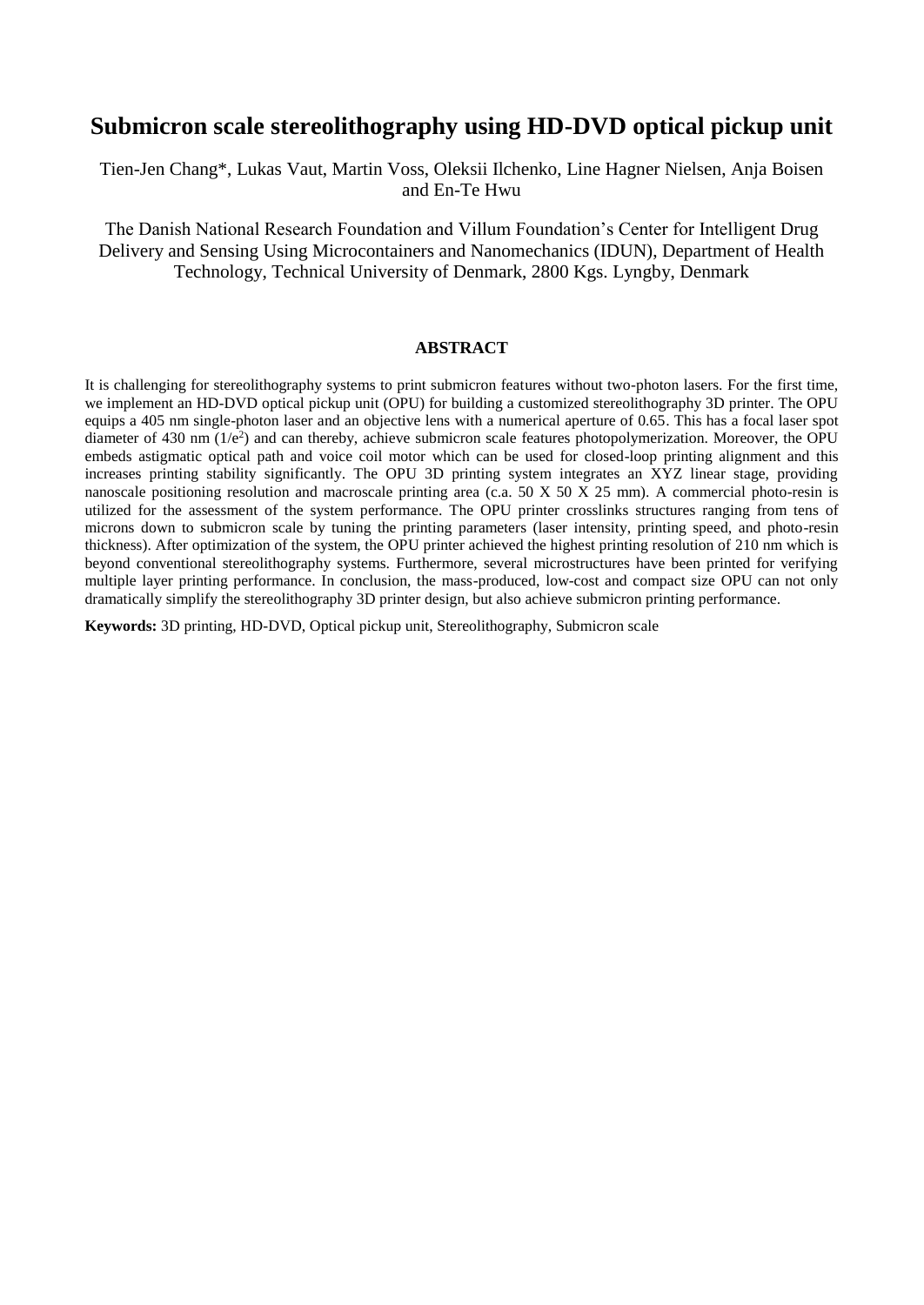# Submicron scale stereolithography using HD-DVD optical pickup unit

Tien-Jen Chang*, Lukas Vaut, Martin Voss, Oleksii Ilchenko, Line Hagner Nielsen, Anja Boisen and En-Te Hwu

The Danish National Research Foundation and Villum Foundation's Center for Intelligent Drug Delivery and Sensing Using Microcontainers and Nanomechanics (IDUN), Department of Health Technology, Technical University of Denmark, 2800 Kgs. Lyngby, Denmark

### ABSTRACT

It is challenging for stereolithography systems to print submicron features without two-photon lasers. For the first time, we implement an HD-DVD optical pickup unit (OPU) for building a customized stereolithography 3D printer. The OPU equips a 405 nm single-photon laser and an objective lens with a numerical aperture of 0.65. This has a focal laser spot diameter of 430 nm ($1/e^2$) and can thereby, achieve submicron scale features photopolymerization. Moreover, the OPU embeds astigmatic optical path and voice coil motor which can be used for closed-loop printing alignment and this increases printing stability significantly. The OPU 3D printing system integrates an XYZ linear stage, providing nanoscale positioning resolution and macroscale printing area (c.a. 50 X 50 X 25 mm). A commercial photo-resin is utilized for the assessment of the system performance. The OPU printer crosslinks structures ranging from tens of microns down to submicron scale by tuning the printing parameters (laser intensity, printing speed, and photo-resin thickness). After optimization of the system, the OPU printer achieved the highest printing resolution of 210 nm which is beyond conventional stereolithography systems. Furthermore, several microstructures have been printed for verifying multiple layer printing performance. In conclusion, the mass-produced, low-cost and compact size OPU can not only dramatically simplify the stereolithography 3D printer design, but also achieve submicron printing performance.

**Keywords:** 3D printing, HD-DVD, Optical pickup unit, Stereolithography, Submicron scale